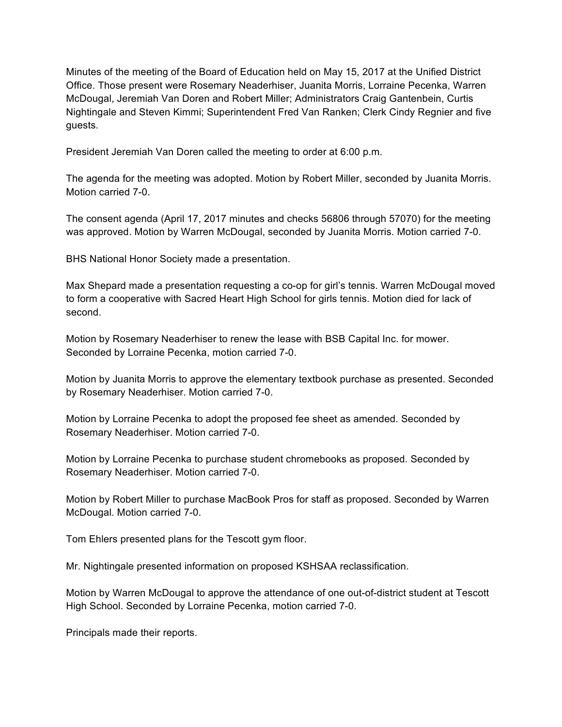Minutes of the meeting of the Board of Education held on May 15, 2017 at the Unified District Office. Those present were Rosemary Neaderhiser, Juanita Morris, Lorraine Pecenka, Warren McDougal, Jeremiah Van Doren and Robert Miller; Administrators Craig Gantenbein, Curtis Nightingale and Steven Kimmi; Superintendent Fred Van Ranken; Clerk Cindy Regnier and five guests.

President Jeremiah Van Doren called the meeting to order at 6:00 p.m.

The agenda for the meeting was adopted. Motion by Robert Miller, seconded by Juanita Morris. Motion carried 7-0.

The consent agenda (April 17, 2017 minutes and checks 56806 through 57070) for the meeting was approved. Motion by Warren McDougal, seconded by Juanita Morris. Motion carried 7-0.

BHS National Honor Society made a presentation.

Max Shepard made a presentation requesting a co-op for girl's tennis. Warren McDougal moved to form a cooperative with Sacred Heart High School for girls tennis. Motion died for lack of second.

Motion by Rosemary Neaderhiser to renew the lease with BSB Capital Inc. for mower. Seconded by Lorraine Pecenka, motion carried 7-0.

Motion by Juanita Morris to approve the elementary textbook purchase as presented. Seconded by Rosemary Neaderhiser. Motion carried 7-0.

Motion by Lorraine Pecenka to adopt the proposed fee sheet as amended. Seconded by Rosemary Neaderhiser. Motion carried 7-0.

Motion by Lorraine Pecenka to purchase student chromebooks as proposed. Seconded by Rosemary Neaderhiser. Motion carried 7-0.

Motion by Robert Miller to purchase MacBook Pros for staff as proposed. Seconded by Warren McDougal. Motion carried 7-0.

Tom Ehlers presented plans for the Tescott gym floor.

Mr. Nightingale presented information on proposed KSHSAA reclassification.

Motion by Warren McDougal to approve the attendance of one out-of-district student at Tescott High School. Seconded by Lorraine Pecenka, motion carried 7-0.

Principals made their reports.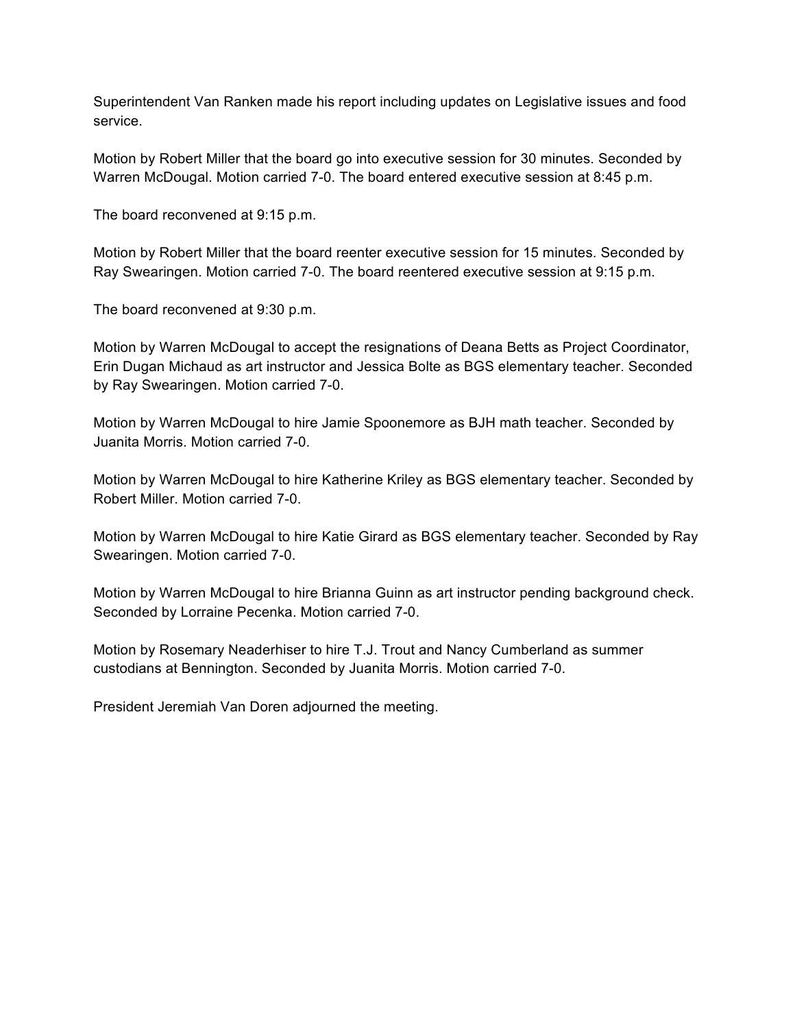Superintendent Van Ranken made his report including updates on Legislative issues and food service.

Motion by Robert Miller that the board go into executive session for 30 minutes. Seconded by Warren McDougal. Motion carried 7-0. The board entered executive session at 8:45 p.m.

The board reconvened at 9:15 p.m.

Motion by Robert Miller that the board reenter executive session for 15 minutes. Seconded by Ray Swearingen. Motion carried 7-0. The board reentered executive session at 9:15 p.m.

The board reconvened at 9:30 p.m.

Motion by Warren McDougal to accept the resignations of Deana Betts as Project Coordinator, Erin Dugan Michaud as art instructor and Jessica Bolte as BGS elementary teacher. Seconded by Ray Swearingen. Motion carried 7-0.

Motion by Warren McDougal to hire Jamie Spoonemore as BJH math teacher. Seconded by Juanita Morris. Motion carried 7-0.

Motion by Warren McDougal to hire Katherine Kriley as BGS elementary teacher. Seconded by Robert Miller. Motion carried 7-0.

Motion by Warren McDougal to hire Katie Girard as BGS elementary teacher. Seconded by Ray Swearingen. Motion carried 7-0.

Motion by Warren McDougal to hire Brianna Guinn as art instructor pending background check. Seconded by Lorraine Pecenka. Motion carried 7-0.

Motion by Rosemary Neaderhiser to hire T.J. Trout and Nancy Cumberland as summer custodians at Bennington. Seconded by Juanita Morris. Motion carried 7-0.

President Jeremiah Van Doren adjourned the meeting.